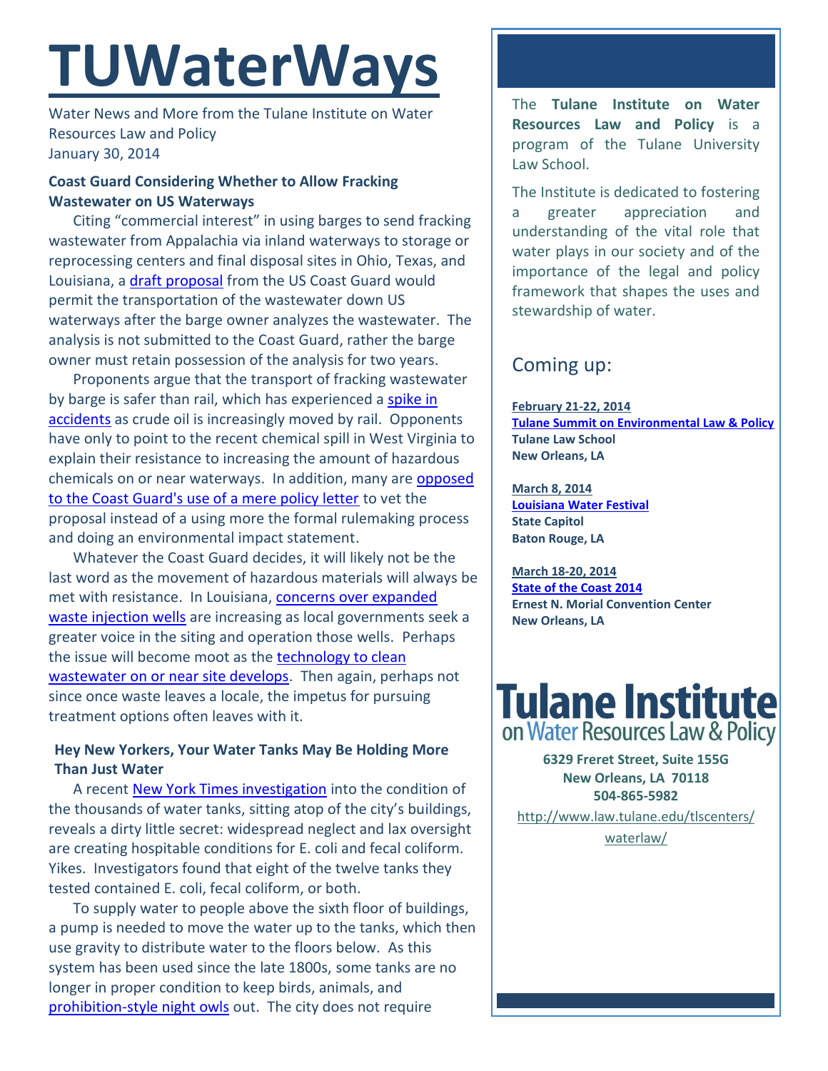# TUWaterWays

Water News and More from the Tulane Institute on Water Resources Law and Policy
January 30, 2014

**Coast Guard Considering Whether to Allow Fracking Wastewater on US Waterways**

Citing "commercial interest" in using barges to send fracking wastewater from Appalachia via inland waterways to storage or reprocessing centers and final disposal sites in Ohio, Texas, and Louisiana, a draft proposal from the US Coast Guard would permit the transportation of the wastewater down US waterways after the barge owner analyzes the wastewater. The analysis is not submitted to the Coast Guard, rather the barge owner must retain possession of the analysis for two years.

Proponents argue that the transport of fracking wastewater by barge is safer than rail, which has experienced a spike in accidents as crude oil is increasingly moved by rail. Opponents have only to point to the recent chemical spill in West Virginia to explain their resistance to increasing the amount of hazardous chemicals on or near waterways. In addition, many are opposed to the Coast Guard's use of a mere policy letter to vet the proposal instead of a using more the formal rulemaking process and doing an environmental impact statement.

Whatever the Coast Guard decides, it will likely not be the last word as the movement of hazardous materials will always be met with resistance. In Louisiana, concerns over expanded waste injection wells are increasing as local governments seek a greater voice in the siting and operation those wells. Perhaps the issue will become moot as the technology to clean wastewater on or near site develops. Then again, perhaps not since once waste leaves a locale, the impetus for pursuing treatment options often leaves with it.

**Hey New Yorkers, Your Water Tanks May Be Holding More Than Just Water**

A recent New York Times investigation into the condition of the thousands of water tanks, sitting atop of the city's buildings, reveals a dirty little secret: widespread neglect and lax oversight are creating hospitable conditions for E. coli and fecal coliform. Yikes. Investigators found that eight of the twelve tanks they tested contained E. coli, fecal coliform, or both.

To supply water to people above the sixth floor of buildings, a pump is needed to move the water up to the tanks, which then use gravity to distribute water to the floors below. As this system has been used since the late 1800s, some tanks are no longer in proper condition to keep birds, animals, and prohibition-style night owls out. The city does not require

The **Tulane Institute on Water Resources Law and Policy** is a program of the Tulane University Law School.

The Institute is dedicated to fostering a greater appreciation and understanding of the vital role that water plays in our society and of the importance of the legal and policy framework that shapes the uses and stewardship of water.

## Coming up:

**February 21-22, 2014**
**Tulane Summit on Environmental Law & Policy**
**Tulane Law School**
**New Orleans, LA**

**March 8, 2014**
**Louisiana Water Festival**
**State Capitol**
**Baton Rouge, LA**

**March 18-20, 2014**
**State of the Coast 2014**
**Ernest N. Morial Convention Center**
**New Orleans, LA**

**Tulane Institute on Water Resources Law & Policy**

**6329 Freret Street, Suite 155G**
**New Orleans, LA 70118**
**504-865-5982**

http://www.law.tulane.edu/tlscenters/waterlaw/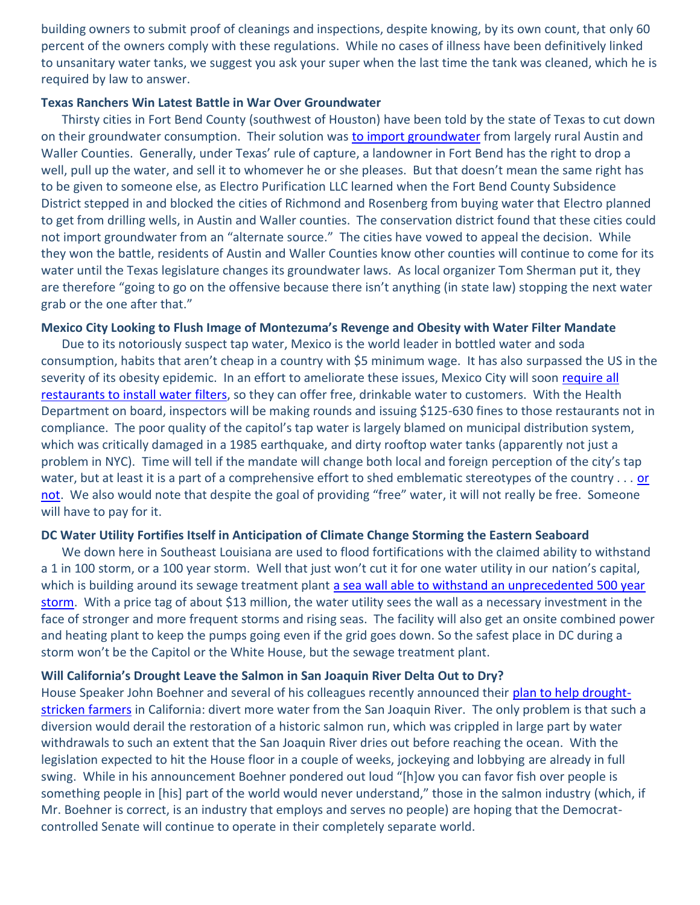building owners to submit proof of cleanings and inspections, despite knowing, by its own count, that only 60 percent of the owners comply with these regulations. While no cases of illness have been definitively linked to unsanitary water tanks, we suggest you ask your super when the last time the tank was cleaned, which he is required by law to answer.

**Texas Ranchers Win Latest Battle in War Over Groundwater**

Thirsty cities in Fort Bend County (southwest of Houston) have been told by the state of Texas to cut down on their groundwater consumption. Their solution was to import groundwater from largely rural Austin and Waller Counties. Generally, under Texas' rule of capture, a landowner in Fort Bend has the right to drop a well, pull up the water, and sell it to whomever he or she pleases. But that doesn't mean the same right has to be given to someone else, as Electro Purification LLC learned when the Fort Bend County Subsidence District stepped in and blocked the cities of Richmond and Rosenberg from buying water that Electro planned to get from drilling wells, in Austin and Waller counties. The conservation district found that these cities could not import groundwater from an "alternate source." The cities have vowed to appeal the decision. While they won the battle, residents of Austin and Waller Counties know other counties will continue to come for its water until the Texas legislature changes its groundwater laws. As local organizer Tom Sherman put it, they are therefore "going to go on the offensive because there isn't anything (in state law) stopping the next water grab or the one after that."

**Mexico City Looking to Flush Image of Montezuma's Revenge and Obesity with Water Filter Mandate**

Due to its notoriously suspect tap water, Mexico is the world leader in bottled water and soda consumption, habits that aren't cheap in a country with $5 minimum wage. It has also surpassed the US in the severity of its obesity epidemic. In an effort to ameliorate these issues, Mexico City will soon require all restaurants to install water filters, so they can offer free, drinkable water to customers. With the Health Department on board, inspectors will be making rounds and issuing $125-630 fines to those restaurants not in compliance. The poor quality of the capitol's tap water is largely blamed on municipal distribution system, which was critically damaged in a 1985 earthquake, and dirty rooftop water tanks (apparently not just a problem in NYC). Time will tell if the mandate will change both local and foreign perception of the city's tap water, but at least it is a part of a comprehensive effort to shed emblematic stereotypes of the country . . . or not. We also would note that despite the goal of providing "free" water, it will not really be free. Someone will have to pay for it.

**DC Water Utility Fortifies Itself in Anticipation of Climate Change Storming the Eastern Seaboard**

We down here in Southeast Louisiana are used to flood fortifications with the claimed ability to withstand a 1 in 100 storm, or a 100 year storm. Well that just won't cut it for one water utility in our nation's capital, which is building around its sewage treatment plant a sea wall able to withstand an unprecedented 500 year storm. With a price tag of about $13 million, the water utility sees the wall as a necessary investment in the face of stronger and more frequent storms and rising seas. The facility will also get an onsite combined power and heating plant to keep the pumps going even if the grid goes down. So the safest place in DC during a storm won't be the Capitol or the White House, but the sewage treatment plant.

**Will California's Drought Leave the Salmon in San Joaquin River Delta Out to Dry?**

House Speaker John Boehner and several of his colleagues recently announced their plan to help drought-stricken farmers in California: divert more water from the San Joaquin River. The only problem is that such a diversion would derail the restoration of a historic salmon run, which was crippled in large part by water withdrawals to such an extent that the San Joaquin River dries out before reaching the ocean. With the legislation expected to hit the House floor in a couple of weeks, jockeying and lobbying are already in full swing. While in his announcement Boehner pondered out loud "[h]ow you can favor fish over people is something people in [his] part of the world would never understand," those in the salmon industry (which, if Mr. Boehner is correct, is an industry that employs and serves no people) are hoping that the Democrat-controlled Senate will continue to operate in their completely separate world.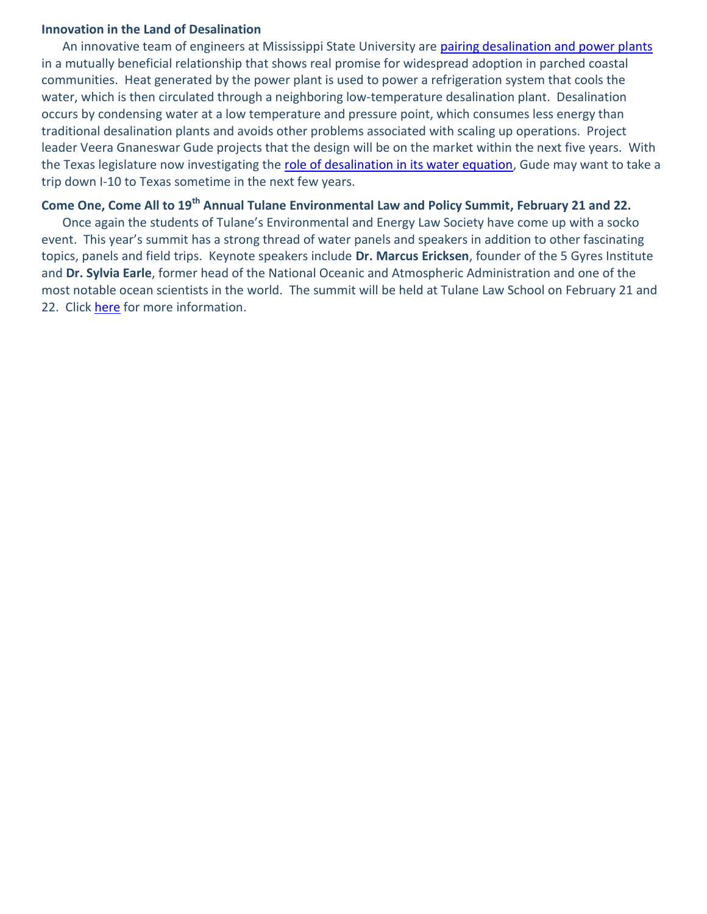**Innovation in the Land of Desalination**

An innovative team of engineers at Mississippi State University are [pairing desalination and power plants] in a mutually beneficial relationship that shows real promise for widespread adoption in parched coastal communities. Heat generated by the power plant is used to power a refrigeration system that cools the water, which is then circulated through a neighboring low-temperature desalination plant. Desalination occurs by condensing water at a low temperature and pressure point, which consumes less energy than traditional desalination plants and avoids other problems associated with scaling up operations. Project leader Veera Gnaneswar Gude projects that the design will be on the market within the next five years. With the Texas legislature now investigating the [role of desalination in its water equation], Gude may want to take a trip down I-10 to Texas sometime in the next few years.

**Come One, Come All to 19th Annual Tulane Environmental Law and Policy Summit, February 21 and 22.**

Once again the students of Tulane's Environmental and Energy Law Society have come up with a socko event. This year's summit has a strong thread of water panels and speakers in addition to other fascinating topics, panels and field trips. Keynote speakers include **Dr. Marcus Ericksen**, founder of the 5 Gyres Institute and **Dr. Sylvia Earle**, former head of the National Oceanic and Atmospheric Administration and one of the most notable ocean scientists in the world. The summit will be held at Tulane Law School on February 21 and 22. Click [here] for more information.